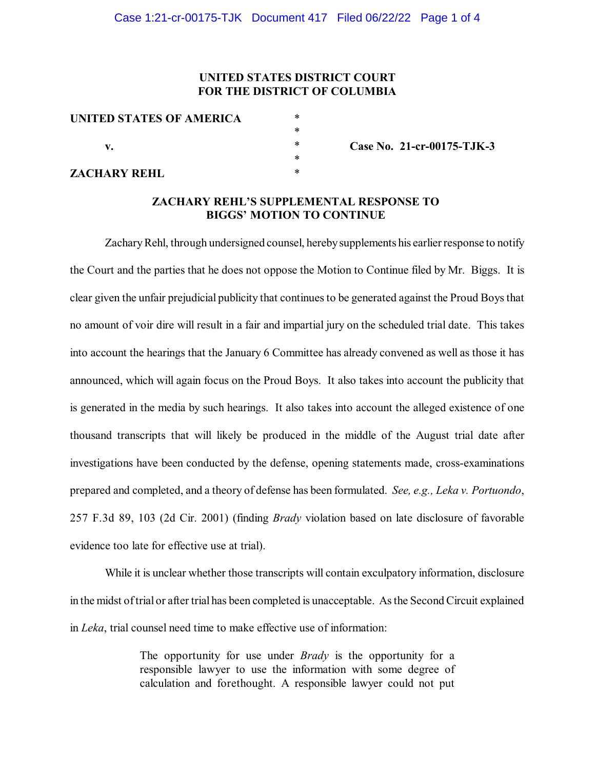**UNITED STATES DISTRICT COURT**
**FOR THE DISTRICT OF COLUMBIA**

| | | |
|---|---|---|
| **UNITED STATES OF AMERICA** | * | |
| | * | |
| **v.** | * | **Case No. 21-cr-00175-TJK-3** |
| | * | |
| **ZACHARY REHL** | * | |

**ZACHARY REHL'S SUPPLEMENTAL RESPONSE TO BIGGS' MOTION TO CONTINUE**

Zachary Rehl, through undersigned counsel, hereby supplements his earlier response to notify the Court and the parties that he does not oppose the Motion to Continue filed by Mr. Biggs. It is clear given the unfair prejudicial publicity that continues to be generated against the Proud Boys that no amount of voir dire will result in a fair and impartial jury on the scheduled trial date. This takes into account the hearings that the January 6 Committee has already convened as well as those it has announced, which will again focus on the Proud Boys. It also takes into account the publicity that is generated in the media by such hearings. It also takes into account the alleged existence of one thousand transcripts that will likely be produced in the middle of the August trial date after investigations have been conducted by the defense, opening statements made, cross-examinations prepared and completed, and a theory of defense has been formulated. *See, e.g., Leka v. Portuondo*, 257 F.3d 89, 103 (2d Cir. 2001) (finding *Brady* violation based on late disclosure of favorable evidence too late for effective use at trial).

While it is unclear whether those transcripts will contain exculpatory information, disclosure in the midst of trial or after trial has been completed is unacceptable. As the Second Circuit explained in *Leka*, trial counsel need time to make effective use of information:

> The opportunity for use under *Brady* is the opportunity for a responsible lawyer to use the information with some degree of calculation and forethought. A responsible lawyer could not put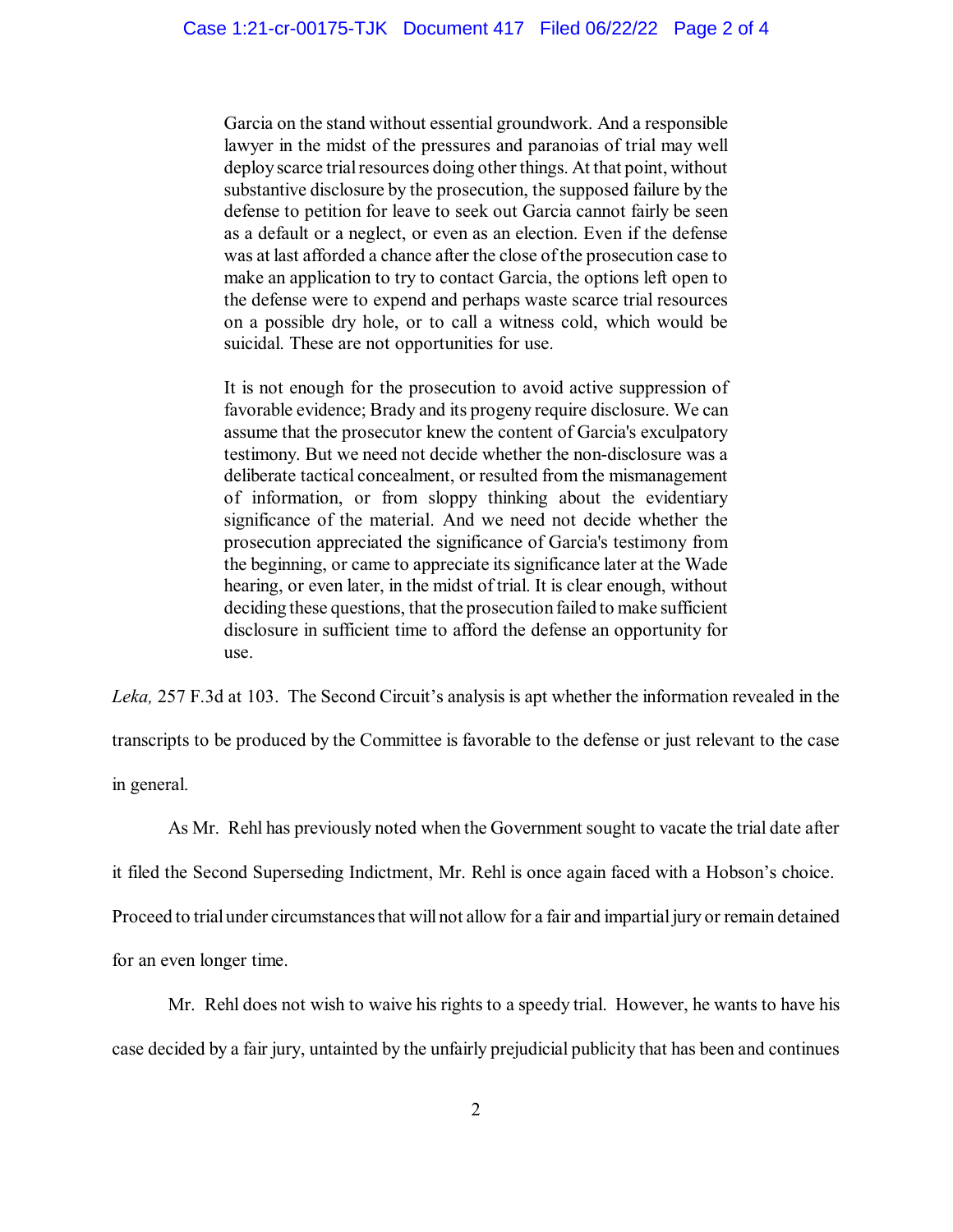> Garcia on the stand without essential groundwork. And a responsible lawyer in the midst of the pressures and paranoias of trial may well deploy scarce trial resources doing other things. At that point, without substantive disclosure by the prosecution, the supposed failure by the defense to petition for leave to seek out Garcia cannot fairly be seen as a default or a neglect, or even as an election. Even if the defense was at last afforded a chance after the close of the prosecution case to make an application to try to contact Garcia, the options left open to the defense were to expend and perhaps waste scarce trial resources on a possible dry hole, or to call a witness cold, which would be suicidal. These are not opportunities for use.
>
> It is not enough for the prosecution to avoid active suppression of favorable evidence; Brady and its progeny require disclosure. We can assume that the prosecutor knew the content of Garcia's exculpatory testimony. But we need not decide whether the non-disclosure was a deliberate tactical concealment, or resulted from the mismanagement of information, or from sloppy thinking about the evidentiary significance of the material. And we need not decide whether the prosecution appreciated the significance of Garcia's testimony from the beginning, or came to appreciate its significance later at the Wade hearing, or even later, in the midst of trial. It is clear enough, without deciding these questions, that the prosecution failed to make sufficient disclosure in sufficient time to afford the defense an opportunity for use.

*Leka,* 257 F.3d at 103. The Second Circuit's analysis is apt whether the information revealed in the transcripts to be produced by the Committee is favorable to the defense or just relevant to the case in general.

As Mr. Rehl has previously noted when the Government sought to vacate the trial date after it filed the Second Superseding Indictment, Mr. Rehl is once again faced with a Hobson's choice. Proceed to trial under circumstances that will not allow for a fair and impartial jury or remain detained for an even longer time.

Mr. Rehl does not wish to waive his rights to a speedy trial. However, he wants to have his case decided by a fair jury, untainted by the unfairly prejudicial publicity that has been and continues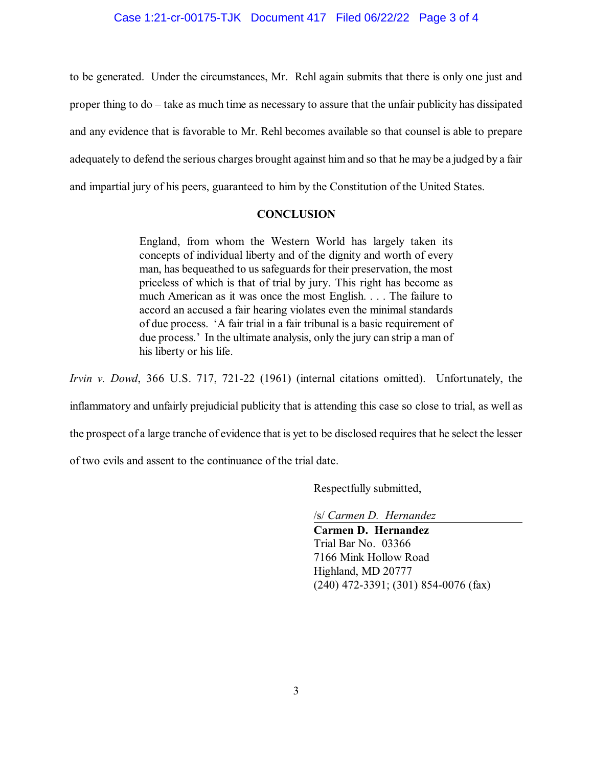to be generated. Under the circumstances, Mr. Rehl again submits that there is only one just and proper thing to do – take as much time as necessary to assure that the unfair publicity has dissipated and any evidence that is favorable to Mr. Rehl becomes available so that counsel is able to prepare adequately to defend the serious charges brought against him and so that he may be a judged by a fair and impartial jury of his peers, guaranteed to him by the Constitution of the United States.

## CONCLUSION

> England, from whom the Western World has largely taken its concepts of individual liberty and of the dignity and worth of every man, has bequeathed to us safeguards for their preservation, the most priceless of which is that of trial by jury. This right has become as much American as it was once the most English. . . . The failure to accord an accused a fair hearing violates even the minimal standards of due process. 'A fair trial in a fair tribunal is a basic requirement of due process.' In the ultimate analysis, only the jury can strip a man of his liberty or his life.

*Irvin v. Dowd*, 366 U.S. 717, 721-22 (1961) (internal citations omitted). Unfortunately, the inflammatory and unfairly prejudicial publicity that is attending this case so close to trial, as well as the prospect of a large tranche of evidence that is yet to be disclosed requires that he select the lesser of two evils and assent to the continuance of the trial date.

Respectfully submitted,

/s/ *Carmen D. Hernandez*
**Carmen D. Hernandez**
Trial Bar No. 03366
7166 Mink Hollow Road
Highland, MD 20777
(240) 472-3391; (301) 854-0076 (fax)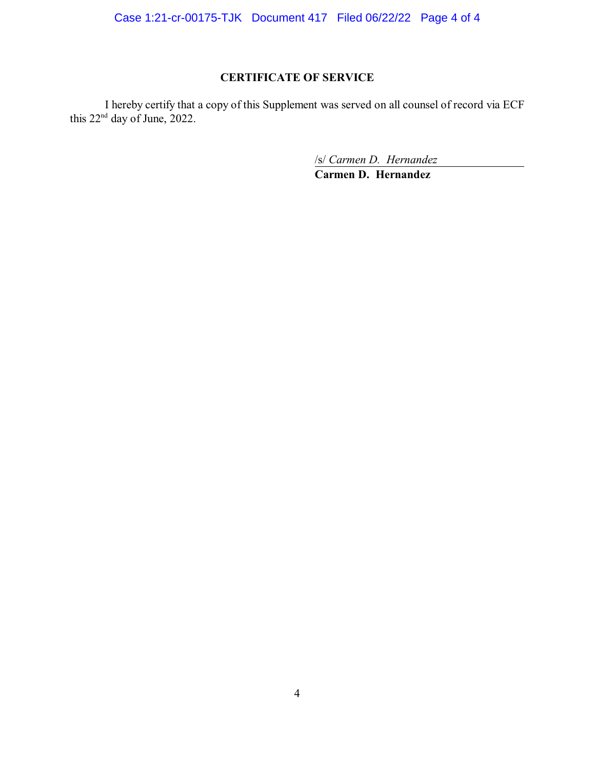## CERTIFICATE OF SERVICE

I hereby certify that a copy of this Supplement was served on all counsel of record via ECF this 22nd day of June, 2022.

/s/ *Carmen D. Hernandez*
**Carmen D. Hernandez**